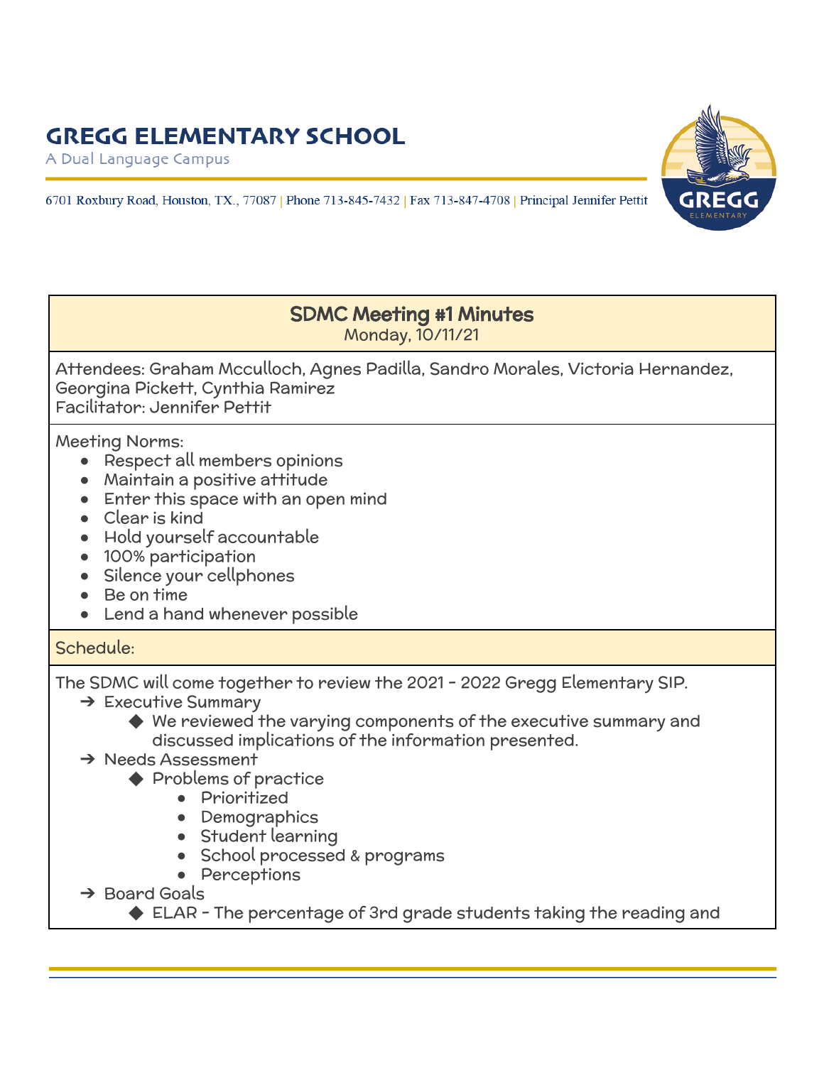# GREGG ELEMENTARY SCHOOL

A Dual Language Campus

6701 Roxbury Road, Houston, TX., 77087 | Phone 713-845-7432 | Fax 713-847-4708 | Principal Jennifer Pettit

## SDMC Meeting #1 Minutes

Monday, 10/11/21

Attendees: Graham Mcculloch, Agnes Padilla, Sandro Morales, Victoria Hernandez, Georgina Pickett, Cynthia Ramirez
Facilitator: Jennifer Pettit

Meeting Norms:

- Respect all members opinions
- Maintain a positive attitude
- Enter this space with an open mind
- Clear is kind
- Hold yourself accountable
- 100% participation
- Silence your cellphones
- Be on time
- Lend a hand whenever possible

Schedule:

The SDMC will come together to review the 2021 - 2022 Gregg Elementary SIP.

- Executive Summary
  - We reviewed the varying components of the executive summary and discussed implications of the information presented.
- Needs Assessment
  - Problems of practice
    - Prioritized
    - Demographics
    - Student learning
    - School processed & programs
    - Perceptions
- Board Goals
  - ELAR - The percentage of 3rd grade students taking the reading and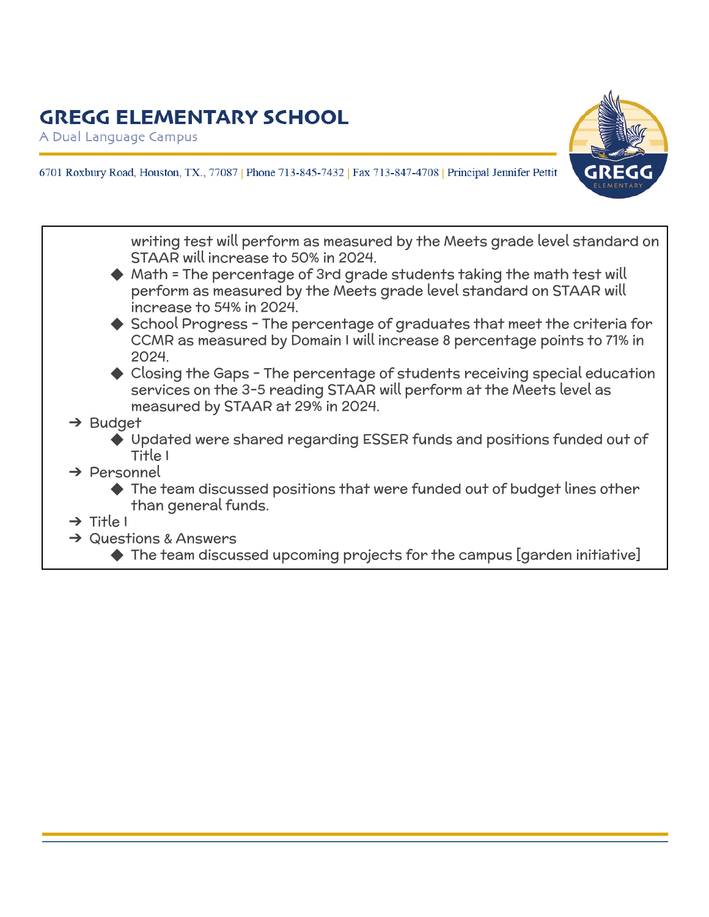writing test will perform as measured by the Meets grade level standard on STAAR will increase to 50% in 2024.

- Math = The percentage of 3rd grade students taking the math test will perform as measured by the Meets grade level standard on STAAR will increase to 54% in 2024.
- School Progress - The percentage of graduates that meet the criteria for CCMR as measured by Domain I will increase 8 percentage points to 71% in 2024.
- Closing the Gaps - The percentage of students receiving special education services on the 3-5 reading STAAR will perform at the Meets level as measured by STAAR at 29% in 2024.

- Budget
  - Updated were shared regarding ESSER funds and positions funded out of Title I
- Personnel
  - The team discussed positions that were funded out of budget lines other than general funds.
- Title I
- Questions & Answers
  - The team discussed upcoming projects for the campus [garden initiative]